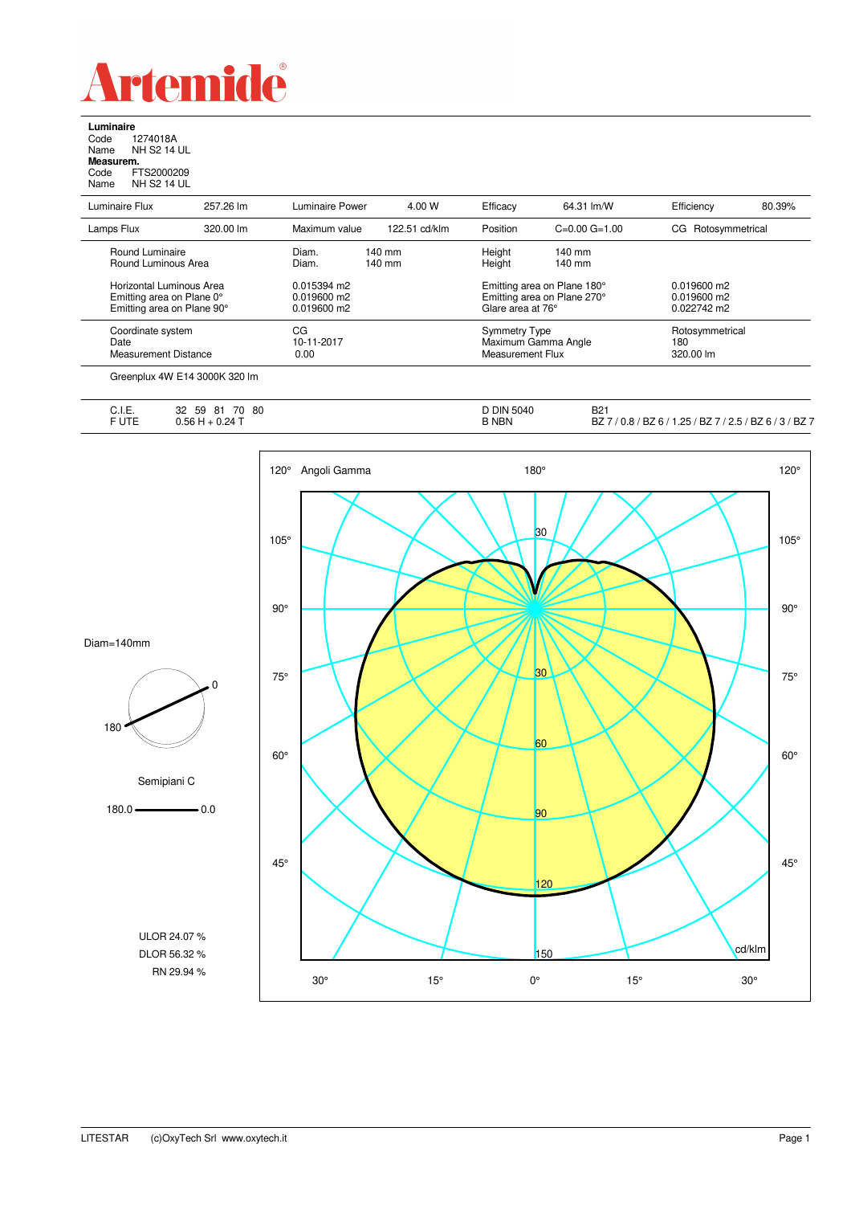# Artemide

**Luminaire**
Code 1274018A
Name NH S2 14 UL
**Measurem.**
Code FTS2000209
Name NH S2 14 UL

| Luminaire Flux | 257.26 lm | Luminaire Power | 4.00 W | Efficacy | 64.31 lm/W | Efficiency | 80.39% |
|---|---|---|---|---|---|---|---|
| Lamps Flux | 320.00 lm | Maximum value | 122.51 cd/klm | Position | C=0.00 G=1.00 | CG | Rotosymmetrical |

| | | | | | | |
|---|---|---|---|---|---|---|
| Round Luminaire | Diam. | 140 mm | Height | 140 mm | | |
| Round Luminous Area | Diam. | 140 mm | Height | 140 mm | | |
| Horizontal Luminous Area | 0.015394 m2 | | Emitting area on Plane 180° | | 0.019600 m2 | |
| Emitting area on Plane 0° | 0.019600 m2 | | Emitting area on Plane 270° | | 0.019600 m2 | |
| Emitting area on Plane 90° | 0.019600 m2 | | Glare area at 76° | | 0.022742 m2 | |

| | | | |
|---|---|---|---|
| Coordinate system | CG | Symmetry Type | Rotosymmetrical |
| Date | 10-11-2017 | Maximum Gamma Angle | 180 |
| Measurement Distance | 0.00 | Measurement Flux | 320.00 lm |

Greenplux 4W E14 3000K 320 lm

| | | | |
|---|---|---|---|
| C.I.E. | 32 59 81 70 80 | D DIN 5040 | B21 |
| F UTE | 0.56 H + 0.24 T | B NBN | BZ 7 / 0.8 / BZ 6 / 1.25 / BZ 7 / 2.5 / BZ 6 / 3 / BZ 7 |

Diam=140mm

Semipiani C

180.0 — 0.0

ULOR 24.07 %
DLOR 56.32 %
RN 29.94 %

LITESTAR (c)OxyTech Srl www.oxytech.it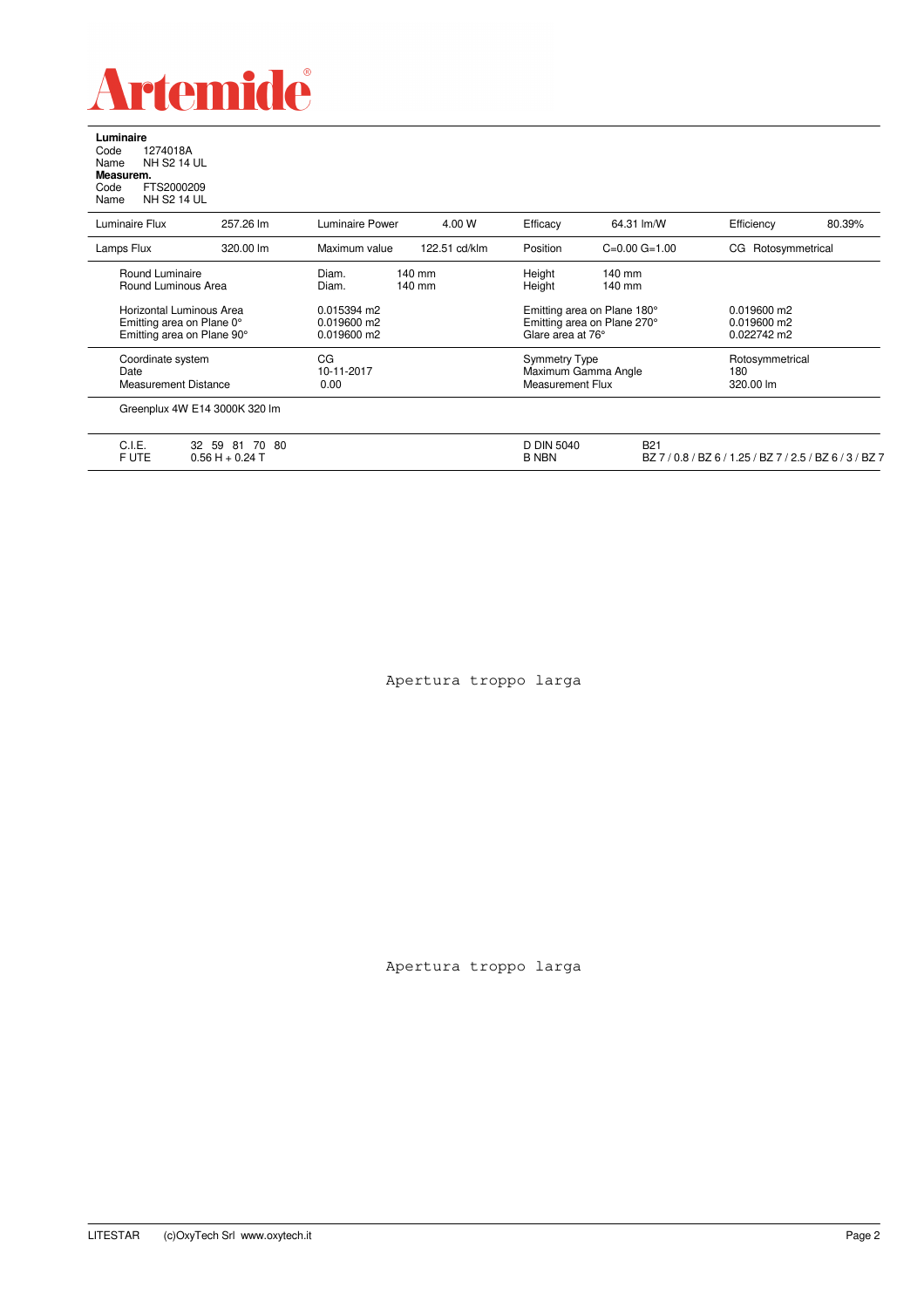# Artemide®

**Luminaire**
Code 1274018A
Name NH S2 14 UL
**Measurem.**
Code FTS2000209
Name NH S2 14 UL

| | | | | | | | |
|---|---|---|---|---|---|---|---|
| Luminaire Flux | 257.26 lm | Luminaire Power | 4.00 W | Efficacy | 64.31 lm/W | Efficiency | 80.39% |
| Lamps Flux | 320.00 lm | Maximum value | 122.51 cd/klm | Position | C=0.00 G=1.00 | CG Rotosymmetrical | |

| | | | | | |
|---|---|---|---|---|---|
| Round Luminaire | Diam. | 140 mm | Height | 140 mm | |
| Round Luminous Area | Diam. | 140 mm | Height | 140 mm | |
| Horizontal Luminous Area | 0.015394 m2 | | Emitting area on Plane 180° | | 0.019600 m2 |
| Emitting area on Plane 0° | 0.019600 m2 | | Emitting area on Plane 270° | | 0.019600 m2 |
| Emitting area on Plane 90° | 0.019600 m2 | | Glare area at 76° | | 0.022742 m2 |

| | | | |
|---|---|---|---|
| Coordinate system | CG | Symmetry Type | Rotosymmetrical |
| Date | 10-11-2017 | Maximum Gamma Angle | 180 |
| Measurement Distance | 0.00 | Measurement Flux | 320.00 lm |

Greenplux 4W E14 3000K 320 lm

| | | | |
|---|---|---|---|
| C.I.E. | 32 59 81 70 80 | D DIN 5040 | B21 |
| F UTE | 0.56 H + 0.24 T | B NBN | BZ 7 / 0.8 / BZ 6 / 1.25 / BZ 7 / 2.5 / BZ 6 / 3 / BZ 7 |

Apertura troppo larga

Apertura troppo larga